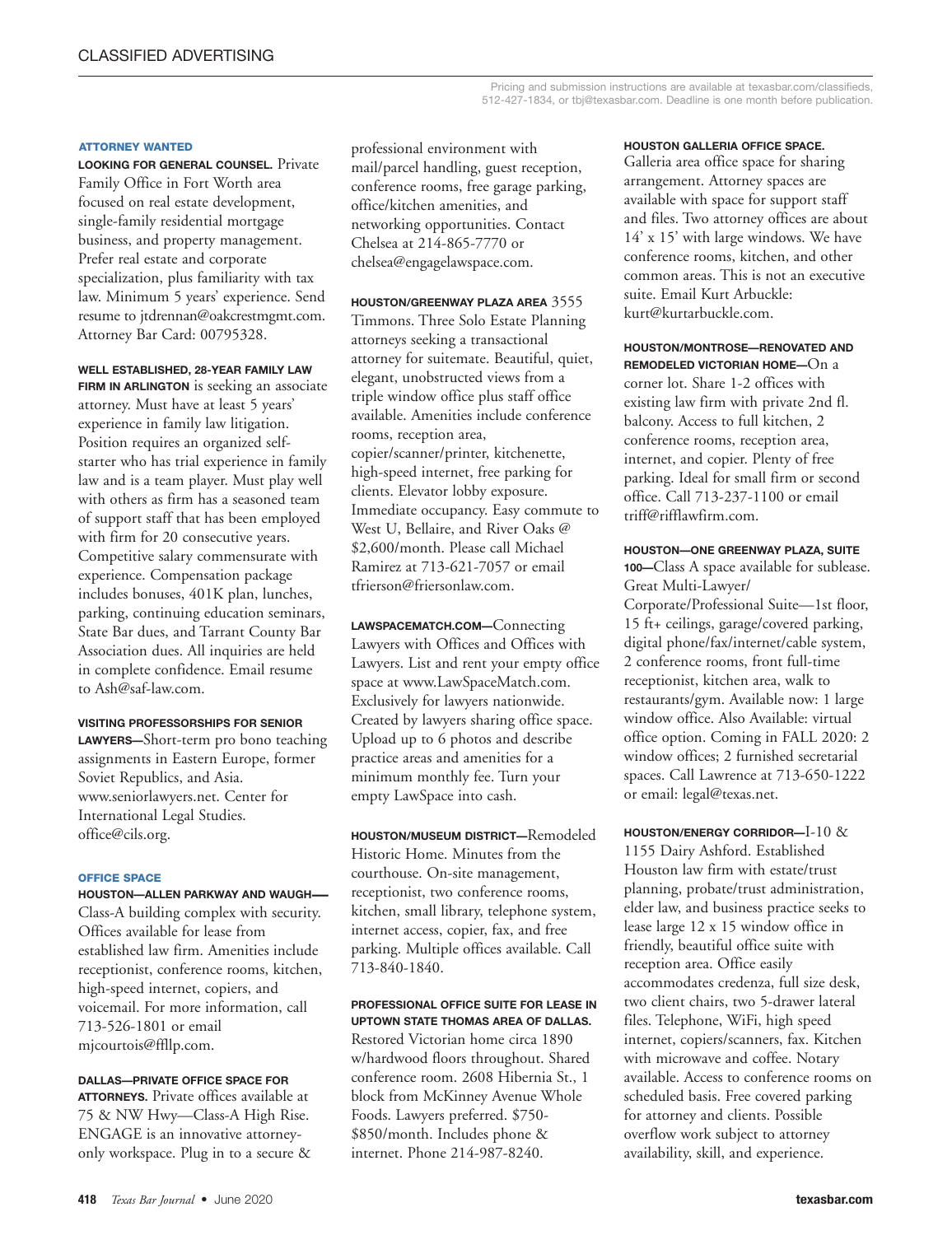# CLASSIFIED ADVERTISING

Pricing and submission instructions are available at texasbar.com/classifieds, 512-427-1834, or tbj@texasbar.com. Deadline is one month before publication.

## ATTORNEY WANTED

**LOOKING FOR GENERAL COUNSEL.** Private Family Office in Fort Worth area focused on real estate development, single-family residential mortgage business, and property management. Prefer real estate and corporate specialization, plus familiarity with tax law. Minimum 5 years' experience. Send resume to jtdrennan@oakcrestmgmt.com. Attorney Bar Card: 00795328.

**WELL ESTABLISHED, 28-YEAR FAMILY LAW FIRM IN ARLINGTON** is seeking an associate attorney. Must have at least 5 years' experience in family law litigation. Position requires an organized self-starter who has trial experience in family law and is a team player. Must play well with others as firm has a seasoned team of support staff that has been employed with firm for 20 consecutive years. Competitive salary commensurate with experience. Compensation package includes bonuses, 401K plan, lunches, parking, continuing education seminars, State Bar dues, and Tarrant County Bar Association dues. All inquiries are held in complete confidence. Email resume to Ash@saf-law.com.

**VISITING PROFESSORSHIPS FOR SENIOR LAWYERS—**Short-term pro bono teaching assignments in Eastern Europe, former Soviet Republics, and Asia. www.seniorlawyers.net. Center for International Legal Studies. office@cils.org.

## OFFICE SPACE

**HOUSTON—ALLEN PARKWAY AND WAUGH—** Class-A building complex with security. Offices available for lease from established law firm. Amenities include receptionist, conference rooms, kitchen, high-speed internet, copiers, and voicemail. For more information, call 713-526-1801 or email mjcourtois@ffllp.com.

**DALLAS—PRIVATE OFFICE SPACE FOR ATTORNEYS.** Private offices available at 75 & NW Hwy—Class-A High Rise. ENGAGE is an innovative attorney-only workspace. Plug in to a secure & professional environment with mail/parcel handling, guest reception, conference rooms, free garage parking, office/kitchen amenities, and networking opportunities. Contact Chelsea at 214-865-7770 or chelsea@engagelawspace.com.

**HOUSTON/GREENWAY PLAZA AREA** 3555 Timmons. Three Solo Estate Planning attorneys seeking a transactional attorney for suitemate. Beautiful, quiet, elegant, unobstructed views from a triple window office plus staff office available. Amenities include conference rooms, reception area, copier/scanner/printer, kitchenette, high-speed internet, free parking for clients. Elevator lobby exposure. Immediate occupancy. Easy commute to West U, Bellaire, and River Oaks @ $2,600/month. Please call Michael Ramirez at 713-621-7057 or email tfrierson@friersonlaw.com.

**LAWSPACEMATCH.COM—**Connecting Lawyers with Offices and Offices with Lawyers. List and rent your empty office space at www.LawSpaceMatch.com. Exclusively for lawyers nationwide. Created by lawyers sharing office space. Upload up to 6 photos and describe practice areas and amenities for a minimum monthly fee. Turn your empty LawSpace into cash.

**HOUSTON/MUSEUM DISTRICT—**Remodeled Historic Home. Minutes from the courthouse. On-site management, receptionist, two conference rooms, kitchen, small library, telephone system, internet access, copier, fax, and free parking. Multiple offices available. Call 713-840-1840.

**PROFESSIONAL OFFICE SUITE FOR LEASE IN UPTOWN STATE THOMAS AREA OF DALLAS.** Restored Victorian home circa 1890 w/hardwood floors throughout. Shared conference room. 2608 Hibernia St., 1 block from McKinney Avenue Whole Foods. Lawyers preferred. $750-$850/month. Includes phone & internet. Phone 214-987-8240.

**HOUSTON GALLERIA OFFICE SPACE.** Galleria area office space for sharing arrangement. Attorney spaces are available with space for support staff and files. Two attorney offices are about 14' x 15' with large windows. We have conference rooms, kitchen, and other common areas. This is not an executive suite. Email Kurt Arbuckle: kurt@kurtarbuckle.com.

**HOUSTON/MONTROSE—RENOVATED AND REMODELED VICTORIAN HOME—**On a corner lot. Share 1-2 offices with existing law firm with private 2nd fl. balcony. Access to full kitchen, 2 conference rooms, reception area, internet, and copier. Plenty of free parking. Ideal for small firm or second office. Call 713-237-1100 or email triff@rifflawfirm.com.

**HOUSTON—ONE GREENWAY PLAZA, SUITE 100—**Class A space available for sublease. Great Multi-Lawyer/Corporate/Professional Suite—1st floor, 15 ft+ ceilings, garage/covered parking, digital phone/fax/internet/cable system, 2 conference rooms, front full-time receptionist, kitchen area, walk to restaurants/gym. Available now: 1 large window office. Also Available: virtual office option. Coming in FALL 2020: 2 window offices; 2 furnished secretarial spaces. Call Lawrence at 713-650-1222 or email: legal@texas.net.

**HOUSTON/ENERGY CORRIDOR—**I-10 & 1155 Dairy Ashford. Established Houston law firm with estate/trust planning, probate/trust administration, elder law, and business practice seeks to lease large 12 x 15 window office in friendly, beautiful office suite with reception area. Office easily accommodates credenza, full size desk, two client chairs, two 5-drawer lateral files. Telephone, WiFi, high speed internet, copiers/scanners, fax. Kitchen with microwave and coffee. Notary available. Access to conference rooms on scheduled basis. Free covered parking for attorney and clients. Possible overflow work subject to attorney availability, skill, and experience.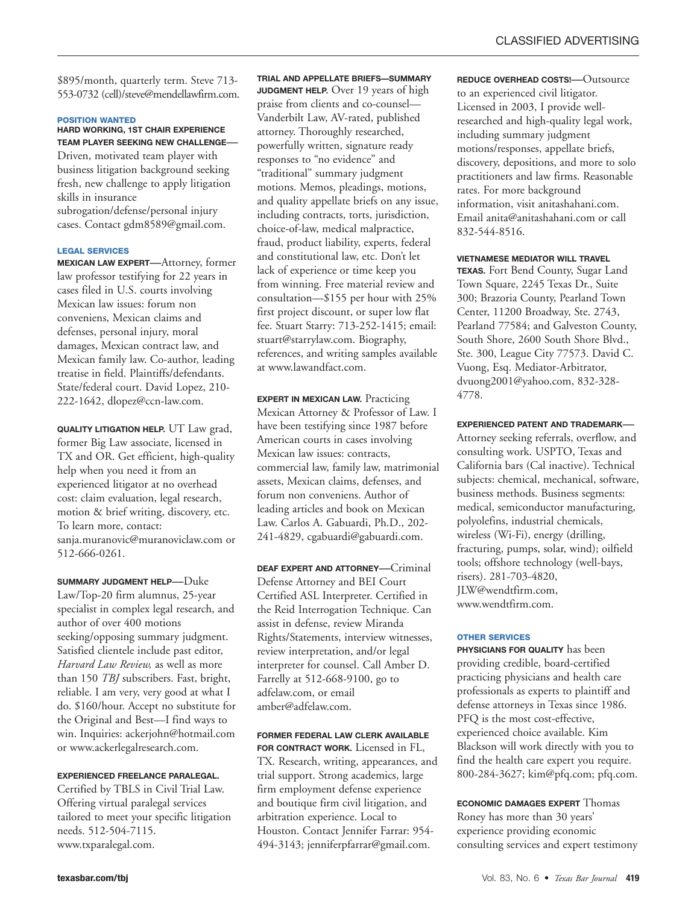$895/month, quarterly term. Steve 713-553-0732 (cell)/steve@mendellawfirm.com.

### POSITION WANTED

**HARD WORKING, 1ST CHAIR EXPERIENCE TEAM PLAYER SEEKING NEW CHALLENGE—** Driven, motivated team player with business litigation background seeking fresh, new challenge to apply litigation skills in insurance subrogation/defense/personal injury cases. Contact gdm8589@gmail.com.

### LEGAL SERVICES

**MEXICAN LAW EXPERT—**Attorney, former law professor testifying for 22 years in cases filed in U.S. courts involving Mexican law issues: forum non conveniens, Mexican claims and defenses, personal injury, moral damages, Mexican contract law, and Mexican family law. Co-author, leading treatise in field. Plaintiffs/defendants. State/federal court. David Lopez, 210-222-1642, dlopez@ccn-law.com.

**QUALITY LITIGATION HELP.** UT Law grad, former Big Law associate, licensed in TX and OR. Get efficient, high-quality help when you need it from an experienced litigator at no overhead cost: claim evaluation, legal research, motion & brief writing, discovery, etc. To learn more, contact: sanja.muranovic@muranoviclaw.com or 512-666-0261.

**SUMMARY JUDGMENT HELP—**Duke Law/Top-20 firm alumnus, 25-year specialist in complex legal research, and author of over 400 motions seeking/opposing summary judgment. Satisfied clientele include past editor, *Harvard Law Review,* as well as more than 150 *TBJ* subscribers. Fast, bright, reliable. I am very, very good at what I do. $160/hour. Accept no substitute for the Original and Best—I find ways to win. Inquiries: ackerjohn@hotmail.com or www.ackerlegalresearch.com.

**EXPERIENCED FREELANCE PARALEGAL.** Certified by TBLS in Civil Trial Law. Offering virtual paralegal services tailored to meet your specific litigation needs. 512-504-7115. www.txparalegal.com.

**TRIAL AND APPELLATE BRIEFS—SUMMARY JUDGMENT HELP.** Over 19 years of high praise from clients and co-counsel—Vanderbilt Law, AV-rated, published attorney. Thoroughly researched, powerfully written, signature ready responses to "no evidence" and "traditional" summary judgment motions. Memos, pleadings, motions, and quality appellate briefs on any issue, including contracts, torts, jurisdiction, choice-of-law, medical malpractice, fraud, product liability, experts, federal and constitutional law, etc. Don't let lack of experience or time keep you from winning. Free material review and consultation—$155 per hour with 25% first project discount, or super low flat fee. Stuart Starry: 713-252-1415; email: stuart@starrylaw.com. Biography, references, and writing samples available at www.lawandfact.com.

**EXPERT IN MEXICAN LAW.** Practicing Mexican Attorney & Professor of Law. I have been testifying since 1987 before American courts in cases involving Mexican law issues: contracts, commercial law, family law, matrimonial assets, Mexican claims, defenses, and forum non conveniens. Author of leading articles and book on Mexican Law. Carlos A. Gabuardi, Ph.D., 202-241-4829, cgabuardi@gabuardi.com.

**DEAF EXPERT AND ATTORNEY—**Criminal Defense Attorney and BEI Court Certified ASL Interpreter. Certified in the Reid Interrogation Technique. Can assist in defense, review Miranda Rights/Statements, interview witnesses, review interpretation, and/or legal interpreter for counsel. Call Amber D. Farrelly at 512-668-9100, go to adfelaw.com, or email amber@adfelaw.com.

**FORMER FEDERAL LAW CLERK AVAILABLE FOR CONTRACT WORK.** Licensed in FL, TX. Research, writing, appearances, and trial support. Strong academics, large firm employment defense experience and boutique firm civil litigation, and arbitration experience. Local to Houston. Contact Jennifer Farrar: 954-494-3143; jenniferpfarrar@gmail.com.

**REDUCE OVERHEAD COSTS!—**Outsource to an experienced civil litigator. Licensed in 2003, I provide well-researched and high-quality legal work, including summary judgment motions/responses, appellate briefs, discovery, depositions, and more to solo practitioners and law firms. Reasonable rates. For more background information, visit anitashahani.com. Email anita@anitashahani.com or call 832-544-8516.

**VIETNAMESE MEDIATOR WILL TRAVEL TEXAS.** Fort Bend County, Sugar Land Town Square, 2245 Texas Dr., Suite 300; Brazoria County, Pearland Town Center, 11200 Broadway, Ste. 2743, Pearland 77584; and Galveston County, South Shore, 2600 South Shore Blvd., Ste. 300, League City 77573. David C. Vuong, Esq. Mediator-Arbitrator, dvuong2001@yahoo.com, 832-328-4778.

**EXPERIENCED PATENT AND TRADEMARK—** Attorney seeking referrals, overflow, and consulting work. USPTO, Texas and California bars (Cal inactive). Technical subjects: chemical, mechanical, software, business methods. Business segments: medical, semiconductor manufacturing, polyolefins, industrial chemicals, wireless (Wi-Fi), energy (drilling, fracturing, pumps, solar, wind); oilfield tools; offshore technology (well-bays, risers). 281-703-4820, JLW@wendtfirm.com, www.wendtfirm.com.

### OTHER SERVICES

**PHYSICIANS FOR QUALITY** has been providing credible, board-certified practicing physicians and health care professionals as experts to plaintiff and defense attorneys in Texas since 1986. PFQ is the most cost-effective, experienced choice available. Kim Blackson will work directly with you to find the health care expert you require. 800-284-3627; kim@pfq.com; pfq.com.

**ECONOMIC DAMAGES EXPERT** Thomas Roney has more than 30 years' experience providing economic consulting services and expert testimony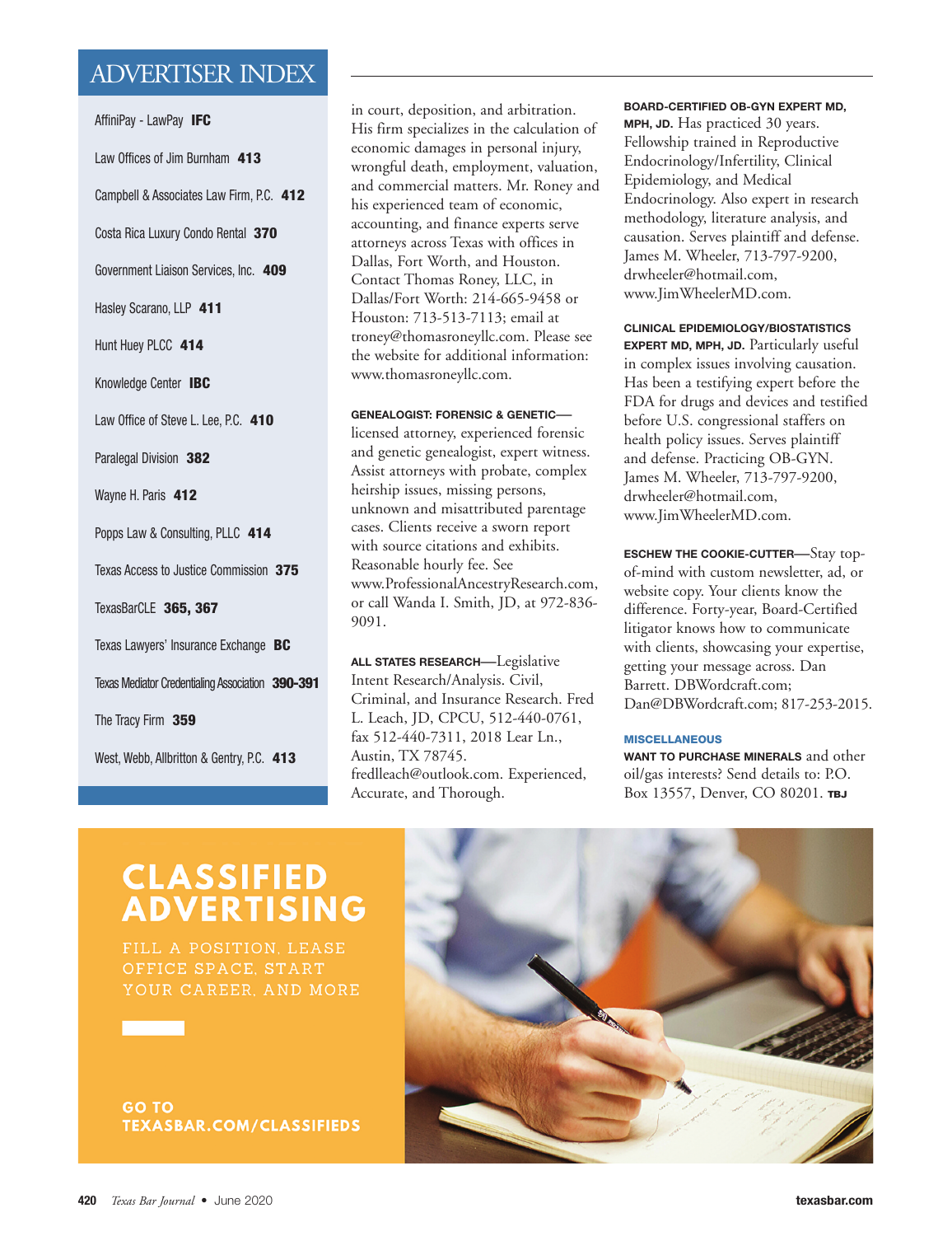## ADVERTISER INDEX

AffiniPay - LawPay **IFC**

Law Offices of Jim Burnham **413**

Campbell & Associates Law Firm, P.C. **412**

Costa Rica Luxury Condo Rental **370**

Government Liaison Services, Inc. **409**

Hasley Scarano, LLP **411**

Hunt Huey PLLC **414**

Knowledge Center **IBC**

Law Office of Steve L. Lee, P.C. **410**

Paralegal Division **382**

Wayne H. Paris **412**

Popps Law & Consulting, PLLC **414**

Texas Access to Justice Commission **375**

TexasBarCLE **365, 367**

Texas Lawyers' Insurance Exchange **BC**

Texas Mediator Credentialing Association **390-391**

The Tracy Firm **359**

West, Webb, Allbritton & Gentry, P.C. **413**

in court, deposition, and arbitration. His firm specializes in the calculation of economic damages in personal injury, wrongful death, employment, valuation, and commercial matters. Mr. Roney and his experienced team of economic, accounting, and finance experts serve attorneys across Texas with offices in Dallas, Fort Worth, and Houston. Contact Thomas Roney, LLC, in Dallas/Fort Worth: 214-665-9458 or Houston: 713-513-7113; email at troney@thomasroneyllc.com. Please see the website for additional information: www.thomasroneyllc.com.

**GENEALOGIST: FORENSIC & GENETIC**—licensed attorney, experienced forensic and genetic genealogist, expert witness. Assist attorneys with probate, complex heirship issues, missing persons, unknown and misattributed parentage cases. Clients receive a sworn report with source citations and exhibits. Reasonable hourly fee. See www.ProfessionalAncestryResearch.com, or call Wanda I. Smith, JD, at 972-836-9091.

**ALL STATES RESEARCH**—Legislative Intent Research/Analysis. Civil, Criminal, and Insurance Research. Fred L. Leach, JD, CPCU, 512-440-0761, fax 512-440-7311, 2018 Lear Ln., Austin, TX 78745. fredlleach@outlook.com. Experienced, Accurate, and Thorough.

**BOARD-CERTIFIED OB-GYN EXPERT MD, MPH, JD.** Has practiced 30 years. Fellowship trained in Reproductive Endocrinology/Infertility, Clinical Epidemiology, and Medical Endocrinology. Also expert in research methodology, literature analysis, and causation. Serves plaintiff and defense. James M. Wheeler, 713-797-9200, drwheeler@hotmail.com, www.JimWheelerMD.com.

**CLINICAL EPIDEMIOLOGY/BIOSTATISTICS EXPERT MD, MPH, JD.** Particularly useful in complex issues involving causation. Has been a testifying expert before the FDA for drugs and devices and testified before U.S. congressional staffers on health policy issues. Serves plaintiff and defense. Practicing OB-GYN. James M. Wheeler, 713-797-9200, drwheeler@hotmail.com, www.JimWheelerMD.com.

**ESCHEW THE COOKIE-CUTTER**—Stay top-of-mind with custom newsletter, ad, or website copy. Your clients know the difference. Forty-year, Board-Certified litigator knows how to communicate with clients, showcasing your expertise, getting your message across. Dan Barrett. DBWordcraft.com; Dan@DBWordcraft.com; 817-253-2015.

### MISCELLANEOUS

**WANT TO PURCHASE MINERALS** and other oil/gas interests? Send details to: P.O. Box 13557, Denver, CO 80201. **TBJ**

## CLASSIFIED ADVERTISING

FILL A POSITION, LEASE OFFICE SPACE, START YOUR CAREER, AND MORE

**GO TO TEXASBAR.COM/CLASSIFIEDS**